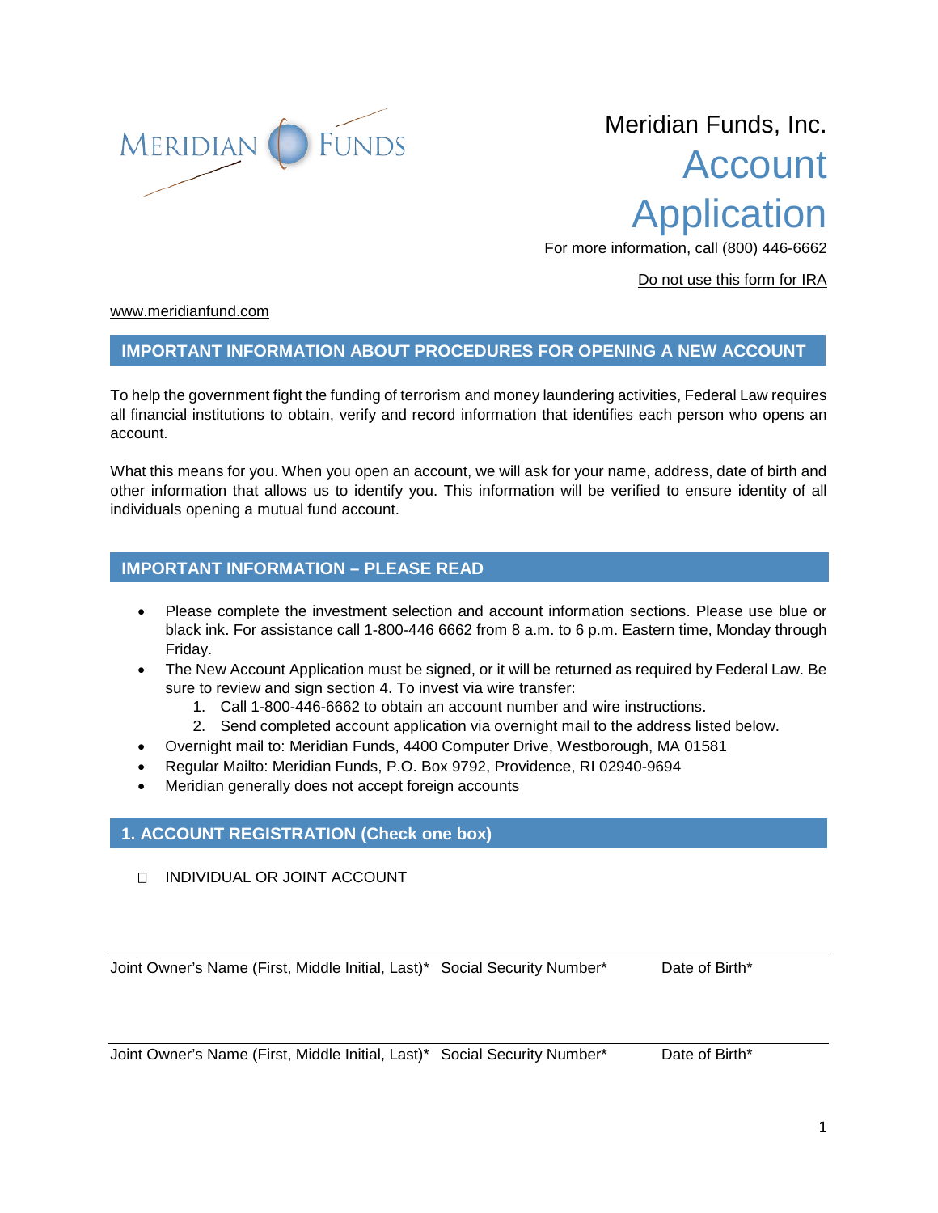MERIDIAN FUNDS

Meridian Funds, Inc.

# Account Application

For more information, call (800) 446-6662

Do not use this form for IRA

www.meridianfund.com

## IMPORTANT INFORMATION ABOUT PROCEDURES FOR OPENING A NEW ACCOUNT

To help the government fight the funding of terrorism and money laundering activities, Federal Law requires all financial institutions to obtain, verify and record information that identifies each person who opens an account.

What this means for you. When you open an account, we will ask for your name, address, date of birth and other information that allows us to identify you. This information will be verified to ensure identity of all individuals opening a mutual fund account.

## IMPORTANT INFORMATION – PLEASE READ

- Please complete the investment selection and account information sections. Please use blue or black ink. For assistance call 1-800-446 6662 from 8 a.m. to 6 p.m. Eastern time, Monday through Friday.
- The New Account Application must be signed, or it will be returned as required by Federal Law. Be sure to review and sign section 4. To invest via wire transfer:
  1. Call 1-800-446-6662 to obtain an account number and wire instructions.
  2. Send completed account application via overnight mail to the address listed below.
- Overnight mail to: Meridian Funds, 4400 Computer Drive, Westborough, MA 01581
- Regular Mailto: Meridian Funds, P.O. Box 9792, Providence, RI 02940-9694
- Meridian generally does not accept foreign accounts

## 1. ACCOUNT REGISTRATION (Check one box)

☐ INDIVIDUAL OR JOINT ACCOUNT

| Joint Owner's Name (First, Middle Initial, Last)* | Social Security Number* | Date of Birth* |
|---|---|---|

| Joint Owner's Name (First, Middle Initial, Last)* | Social Security Number* | Date of Birth* |
|---|---|---|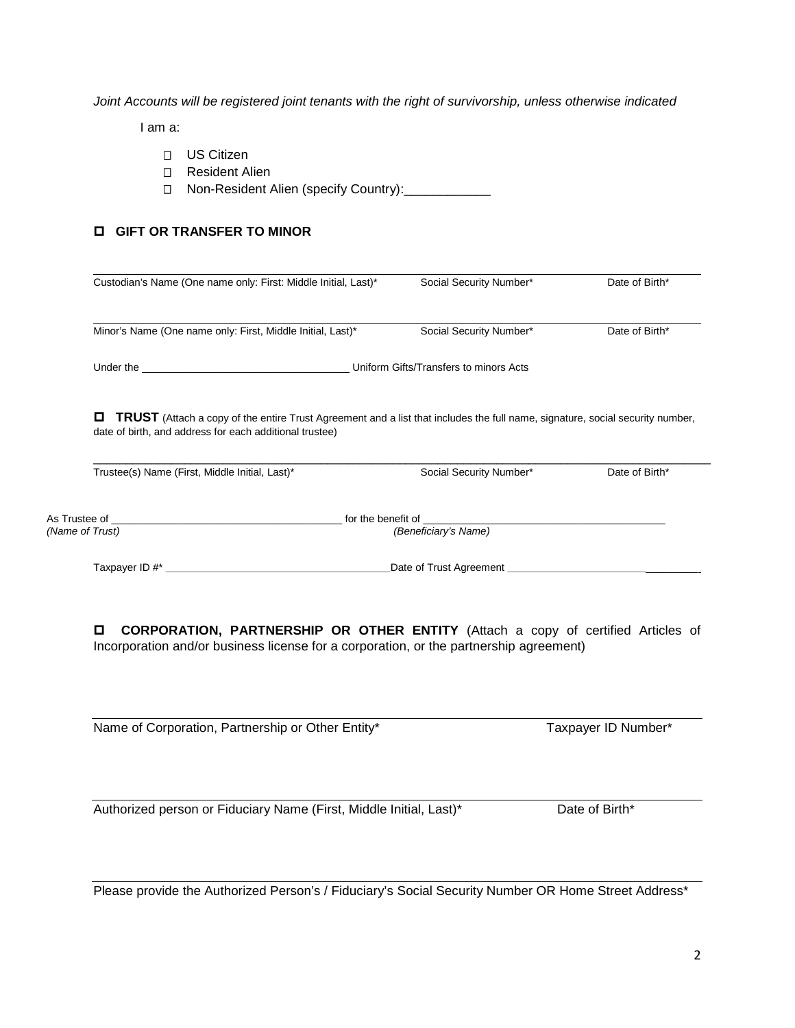*Joint Accounts will be registered joint tenants with the right of survivorship, unless otherwise indicated*

I am a:

- ☐ US Citizen
- ☐ Resident Alien
- ☐ Non-Resident Alien (specify Country):____________

## ☐ GIFT OR TRANSFER TO MINOR

| Custodian's Name (One name only: First: Middle Initial, Last)* | Social Security Number* | Date of Birth* |
|---|---|---|
| | | |

| Minor's Name (One name only: First, Middle Initial, Last)* | Social Security Number* | Date of Birth* |
|---|---|---|
| | | |

Under the ___________________________________ Uniform Gifts/Transfers to minors Acts

## ☐ TRUST

(Attach a copy of the entire Trust Agreement and a list that includes the full name, signature, social security number, date of birth, and address for each additional trustee)

| Trustee(s) Name (First, Middle Initial, Last)* | Social Security Number* | Date of Birth* |
|---|---|---|
| | | |

As Trustee of _______________________________________ for the benefit of _________________________________________
*(Name of Trust)* *(Beneficiary's Name)*

Taxpayer ID #* _______________________________________ Date of Trust Agreement _________________________________

## ☐ CORPORATION, PARTNERSHIP OR OTHER ENTITY

(Attach a copy of certified Articles of Incorporation and/or business license for a corporation, or the partnership agreement)

| Name of Corporation, Partnership or Other Entity* | Taxpayer ID Number* |
|---|---|
| | |

| Authorized person or Fiduciary Name (First, Middle Initial, Last)* | Date of Birth* |
|---|---|
| | |

_______________________________________________________________________________

Please provide the Authorized Person's / Fiduciary's Social Security Number OR Home Street Address*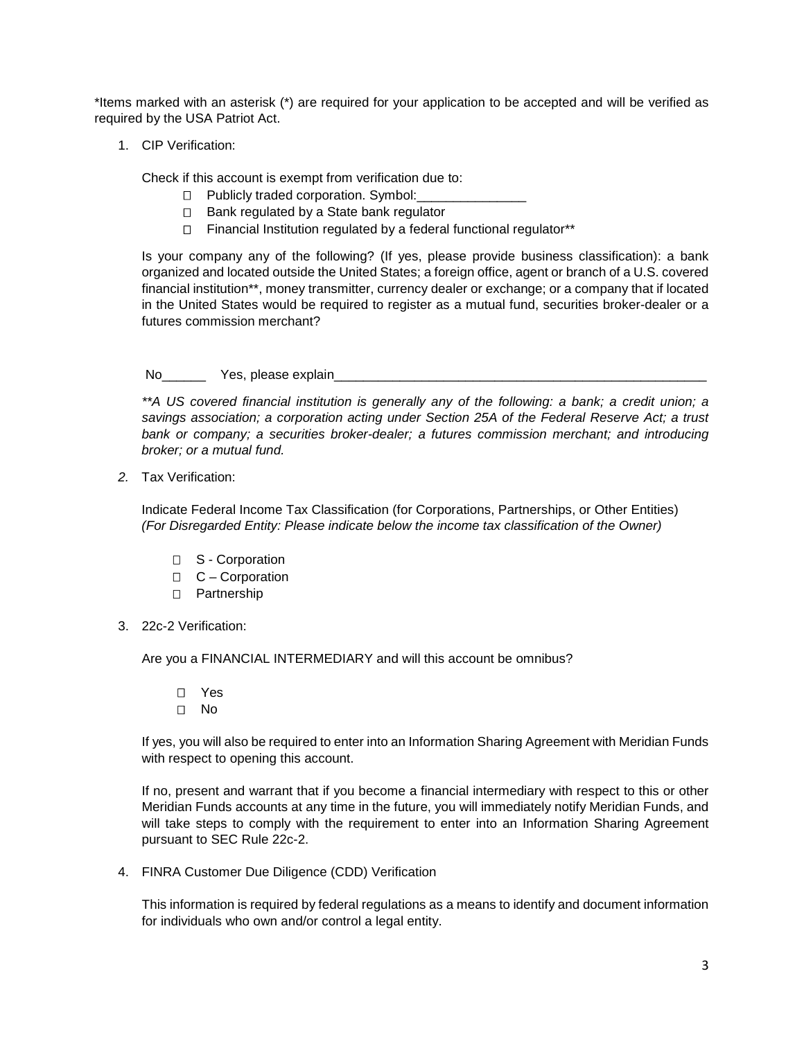*Items marked with an asterisk (*) are required for your application to be accepted and will be verified as required by the USA Patriot Act.

1. CIP Verification:

   Check if this account is exempt from verification due to:

   - ☐ Publicly traded corporation. Symbol:_______________
   - ☐ Bank regulated by a State bank regulator
   - ☐ Financial Institution regulated by a federal functional regulator**

   Is your company any of the following? (If yes, please provide business classification): a bank organized and located outside the United States; a foreign office, agent or branch of a U.S. covered financial institution**, money transmitter, currency dealer or exchange; or a company that if located in the United States would be required to register as a mutual fund, securities broker-dealer or a futures commission merchant?

   No______ Yes, please explain_____________________________________________________

   *A US covered financial institution is generally any of the following: a bank; a credit union; a savings association; a corporation acting under Section 25A of the Federal Reserve Act; a trust bank or company; a securities broker-dealer; a futures commission merchant; and introducing broker; or a mutual fund.*

2. Tax Verification:

   Indicate Federal Income Tax Classification (for Corporations, Partnerships, or Other Entities)
   *(For Disregarded Entity: Please indicate below the income tax classification of the Owner)*

   - ☐ S - Corporation
   - ☐ C – Corporation
   - ☐ Partnership

3. 22c-2 Verification:

   Are you a FINANCIAL INTERMEDIARY and will this account be omnibus?

   - ☐ Yes
   - ☐ No

   If yes, you will also be required to enter into an Information Sharing Agreement with Meridian Funds with respect to opening this account.

   If no, present and warrant that if you become a financial intermediary with respect to this or other Meridian Funds accounts at any time in the future, you will immediately notify Meridian Funds, and will take steps to comply with the requirement to enter into an Information Sharing Agreement pursuant to SEC Rule 22c-2.

4. FINRA Customer Due Diligence (CDD) Verification

   This information is required by federal regulations as a means to identify and document information for individuals who own and/or control a legal entity.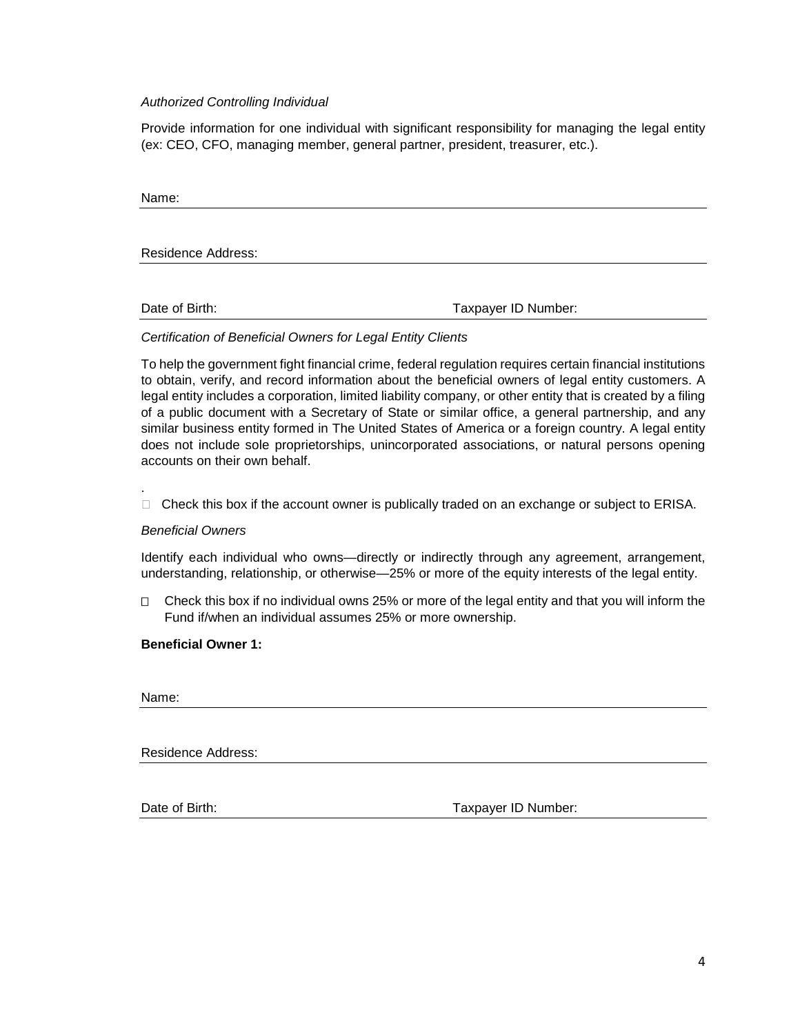*Authorized Controlling Individual*

Provide information for one individual with significant responsibility for managing the legal entity (ex: CEO, CFO, managing member, general partner, president, treasurer, etc.).

Name: \_\_\_\_\_\_\_\_\_\_\_\_\_\_\_\_\_\_\_\_\_\_\_\_\_\_\_\_\_\_\_\_\_\_\_\_\_\_\_\_

Residence Address: \_\_\_\_\_\_\_\_\_\_\_\_\_\_\_\_\_\_\_\_\_\_\_\_\_\_\_\_\_\_\_\_\_\_\_\_\_\_\_\_

Date of Birth: \_\_\_\_\_\_\_\_\_\_\_\_\_\_\_\_\_\_\_\_ Taxpayer ID Number: \_\_\_\_\_\_\_\_\_\_\_\_\_\_\_\_\_\_\_\_

*Certification of Beneficial Owners for Legal Entity Clients*

To help the government fight financial crime, federal regulation requires certain financial institutions to obtain, verify, and record information about the beneficial owners of legal entity customers. A legal entity includes a corporation, limited liability company, or other entity that is created by a filing of a public document with a Secretary of State or similar office, a general partnership, and any similar business entity formed in The United States of America or a foreign country. A legal entity does not include sole proprietorships, unincorporated associations, or natural persons opening accounts on their own behalf.

.

☐ Check this box if the account owner is publically traded on an exchange or subject to ERISA.

*Beneficial Owners*

Identify each individual who owns—directly or indirectly through any agreement, arrangement, understanding, relationship, or otherwise—25% or more of the equity interests of the legal entity.

☐ Check this box if no individual owns 25% or more of the legal entity and that you will inform the Fund if/when an individual assumes 25% or more ownership.

**Beneficial Owner 1:**

Name: \_\_\_\_\_\_\_\_\_\_\_\_\_\_\_\_\_\_\_\_\_\_\_\_\_\_\_\_\_\_\_\_\_\_\_\_\_\_\_\_

Residence Address: \_\_\_\_\_\_\_\_\_\_\_\_\_\_\_\_\_\_\_\_\_\_\_\_\_\_\_\_\_\_\_\_\_\_\_\_\_\_\_\_

Date of Birth: \_\_\_\_\_\_\_\_\_\_\_\_\_\_\_\_\_\_\_\_ Taxpayer ID Number: \_\_\_\_\_\_\_\_\_\_\_\_\_\_\_\_\_\_\_\_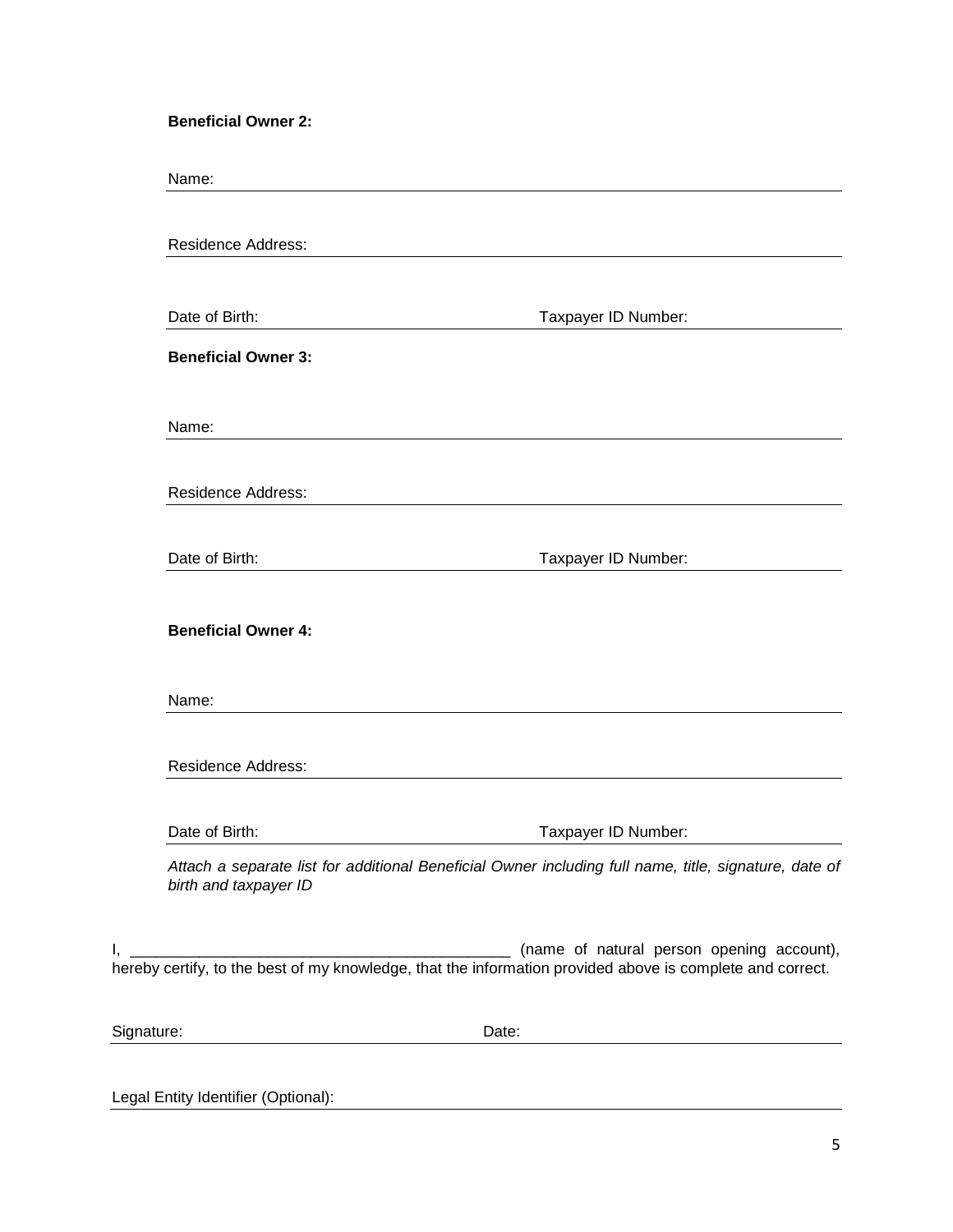**Beneficial Owner 2:**

Name: \_\_\_\_\_\_\_\_\_\_\_\_\_\_\_\_\_\_\_\_\_\_\_\_\_\_\_\_\_\_\_\_\_\_\_\_\_\_\_\_\_\_\_\_

Residence Address: \_\_\_\_\_\_\_\_\_\_\_\_\_\_\_\_\_\_\_\_\_\_\_\_\_\_\_\_\_\_\_\_\_\_\_\_\_\_\_\_\_\_\_\_

Date of Birth: \_\_\_\_\_\_\_\_\_\_\_\_\_\_\_\_\_\_\_\_ Taxpayer ID Number: \_\_\_\_\_\_\_\_\_\_\_\_\_\_\_\_\_\_\_\_

**Beneficial Owner 3:**

Name: \_\_\_\_\_\_\_\_\_\_\_\_\_\_\_\_\_\_\_\_\_\_\_\_\_\_\_\_\_\_\_\_\_\_\_\_\_\_\_\_\_\_\_\_

Residence Address: \_\_\_\_\_\_\_\_\_\_\_\_\_\_\_\_\_\_\_\_\_\_\_\_\_\_\_\_\_\_\_\_\_\_\_\_\_\_\_\_\_\_\_\_

Date of Birth: \_\_\_\_\_\_\_\_\_\_\_\_\_\_\_\_\_\_\_\_ Taxpayer ID Number: \_\_\_\_\_\_\_\_\_\_\_\_\_\_\_\_\_\_\_\_

**Beneficial Owner 4:**

Name: \_\_\_\_\_\_\_\_\_\_\_\_\_\_\_\_\_\_\_\_\_\_\_\_\_\_\_\_\_\_\_\_\_\_\_\_\_\_\_\_\_\_\_\_

Residence Address: \_\_\_\_\_\_\_\_\_\_\_\_\_\_\_\_\_\_\_\_\_\_\_\_\_\_\_\_\_\_\_\_\_\_\_\_\_\_\_\_\_\_\_\_

Date of Birth: \_\_\_\_\_\_\_\_\_\_\_\_\_\_\_\_\_\_\_\_ Taxpayer ID Number: \_\_\_\_\_\_\_\_\_\_\_\_\_\_\_\_\_\_\_\_

*Attach a separate list for additional Beneficial Owner including full name, title, signature, date of birth and taxpayer ID*

I, \_\_\_\_\_\_\_\_\_\_\_\_\_\_\_\_\_\_\_\_\_\_\_\_\_\_\_\_\_\_\_\_\_\_\_\_\_\_\_\_\_\_\_\_ (name of natural person opening account), hereby certify, to the best of my knowledge, that the information provided above is complete and correct.

Signature: \_\_\_\_\_\_\_\_\_\_\_\_\_\_\_\_\_\_\_\_ Date: \_\_\_\_\_\_\_\_\_\_\_\_\_\_\_\_\_\_\_\_

Legal Entity Identifier (Optional): \_\_\_\_\_\_\_\_\_\_\_\_\_\_\_\_\_\_\_\_\_\_\_\_\_\_\_\_\_\_\_\_\_\_\_\_\_\_\_\_\_\_\_\_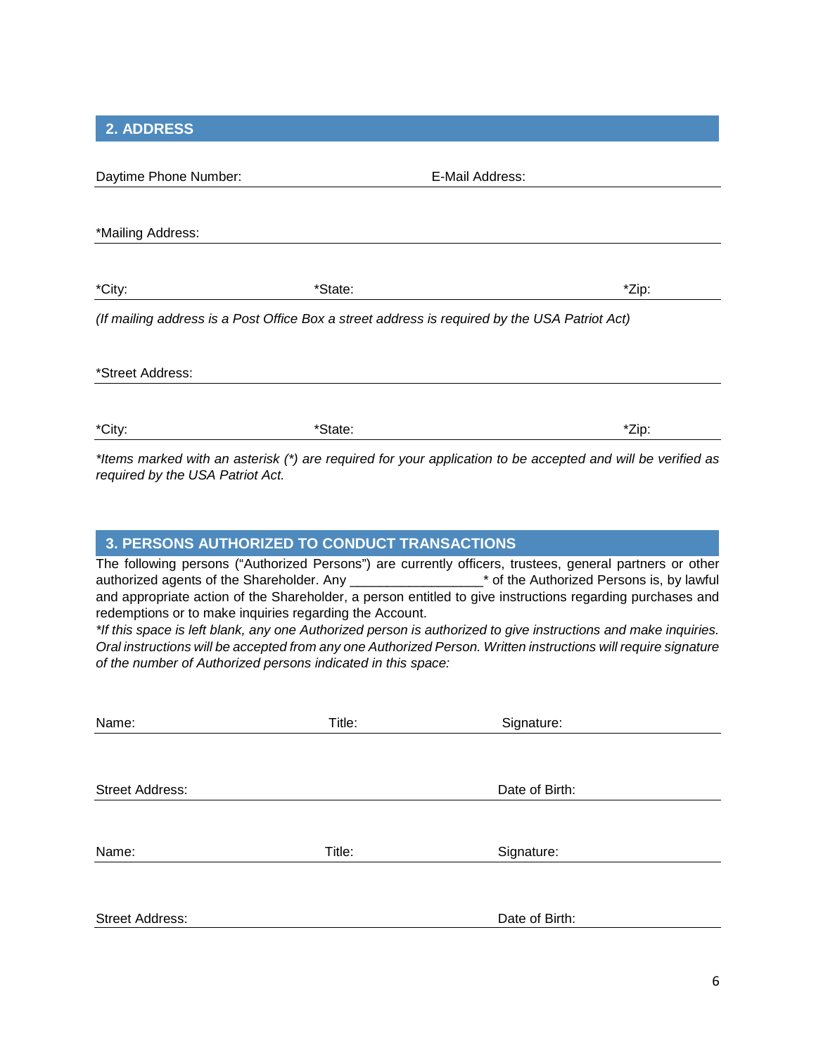## 2. ADDRESS

Daytime Phone Number: E-Mail Address:

*Mailing Address:

*City: *State: *Zip:

*(If mailing address is a Post Office Box a street address is required by the USA Patriot Act)*

*Street Address:

*City: *State: *Zip:

*\*Items marked with an asterisk (\*) are required for your application to be accepted and will be verified as required by the USA Patriot Act.*

## 3. PERSONS AUTHORIZED TO CONDUCT TRANSACTIONS

The following persons ("Authorized Persons") are currently officers, trustees, general partners or other authorized agents of the Shareholder. Any __________________* of the Authorized Persons is, by lawful and appropriate action of the Shareholder, a person entitled to give instructions regarding purchases and redemptions or to make inquiries regarding the Account.

*\*If this space is left blank, any one Authorized person is authorized to give instructions and make inquiries. Oral instructions will be accepted from any one Authorized Person. Written instructions will require signature of the number of Authorized persons indicated in this space:*

Name: Title: Signature:

Street Address: Date of Birth:

Name: Title: Signature:

Street Address: Date of Birth: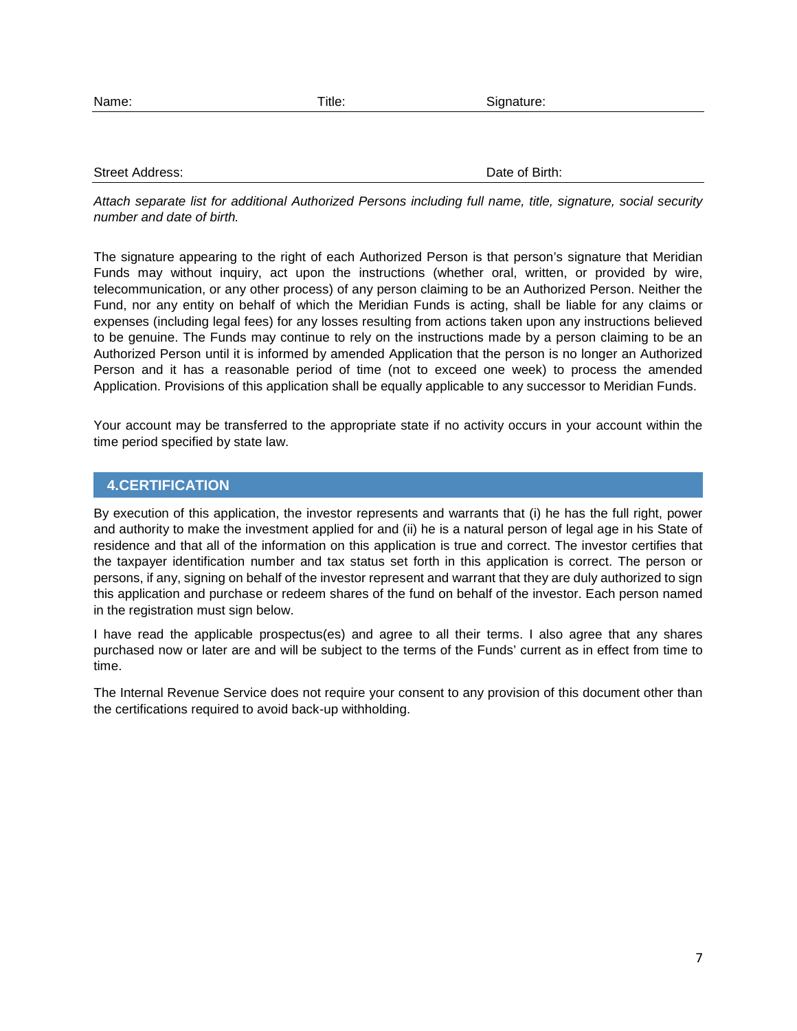Name: Title: Signature:

Street Address: Date of Birth:

*Attach separate list for additional Authorized Persons including full name, title, signature, social security number and date of birth.*

The signature appearing to the right of each Authorized Person is that person's signature that Meridian Funds may without inquiry, act upon the instructions (whether oral, written, or provided by wire, telecommunication, or any other process) of any person claiming to be an Authorized Person. Neither the Fund, nor any entity on behalf of which the Meridian Funds is acting, shall be liable for any claims or expenses (including legal fees) for any losses resulting from actions taken upon any instructions believed to be genuine. The Funds may continue to rely on the instructions made by a person claiming to be an Authorized Person until it is informed by amended Application that the person is no longer an Authorized Person and it has a reasonable period of time (not to exceed one week) to process the amended Application. Provisions of this application shall be equally applicable to any successor to Meridian Funds.

Your account may be transferred to the appropriate state if no activity occurs in your account within the time period specified by state law.

## 4.CERTIFICATION

By execution of this application, the investor represents and warrants that (i) he has the full right, power and authority to make the investment applied for and (ii) he is a natural person of legal age in his State of residence and that all of the information on this application is true and correct. The investor certifies that the taxpayer identification number and tax status set forth in this application is correct. The person or persons, if any, signing on behalf of the investor represent and warrant that they are duly authorized to sign this application and purchase or redeem shares of the fund on behalf of the investor. Each person named in the registration must sign below.

I have read the applicable prospectus(es) and agree to all their terms. I also agree that any shares purchased now or later are and will be subject to the terms of the Funds' current as in effect from time to time.

The Internal Revenue Service does not require your consent to any provision of this document other than the certifications required to avoid back-up withholding.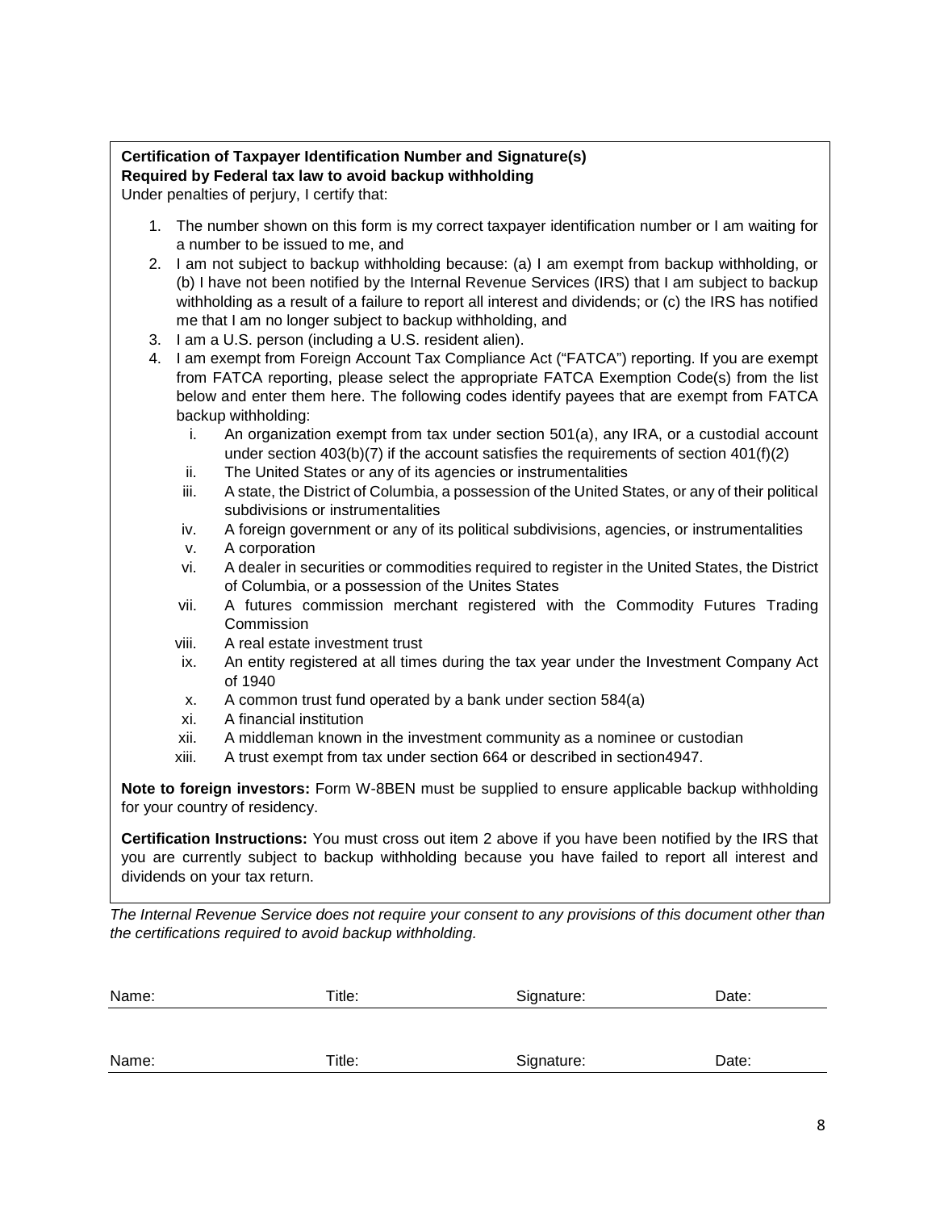**Certification of Taxpayer Identification Number and Signature(s)**
**Required by Federal tax law to avoid backup withholding**
Under penalties of perjury, I certify that:

1. The number shown on this form is my correct taxpayer identification number or I am waiting for a number to be issued to me, and
2. I am not subject to backup withholding because: (a) I am exempt from backup withholding, or (b) I have not been notified by the Internal Revenue Services (IRS) that I am subject to backup withholding as a result of a failure to report all interest and dividends; or (c) the IRS has notified me that I am no longer subject to backup withholding, and
3. I am a U.S. person (including a U.S. resident alien).
4. I am exempt from Foreign Account Tax Compliance Act ("FATCA") reporting. If you are exempt from FATCA reporting, please select the appropriate FATCA Exemption Code(s) from the list below and enter them here. The following codes identify payees that are exempt from FATCA backup withholding:
    i. An organization exempt from tax under section 501(a), any IRA, or a custodial account under section 403(b)(7) if the account satisfies the requirements of section 401(f)(2)
    ii. The United States or any of its agencies or instrumentalities
    iii. A state, the District of Columbia, a possession of the United States, or any of their political subdivisions or instrumentalities
    iv. A foreign government or any of its political subdivisions, agencies, or instrumentalities
    v. A corporation
    vi. A dealer in securities or commodities required to register in the United States, the District of Columbia, or a possession of the Unites States
    vii. A futures commission merchant registered with the Commodity Futures Trading Commission
    viii. A real estate investment trust
    ix. An entity registered at all times during the tax year under the Investment Company Act of 1940
    x. A common trust fund operated by a bank under section 584(a)
    xi. A financial institution
    xii. A middleman known in the investment community as a nominee or custodian
    xiii. A trust exempt from tax under section 664 or described in section4947.

**Note to foreign investors:** Form W-8BEN must be supplied to ensure applicable backup withholding for your country of residency.

**Certification Instructions:** You must cross out item 2 above if you have been notified by the IRS that you are currently subject to backup withholding because you have failed to report all interest and dividends on your tax return.

*The Internal Revenue Service does not require your consent to any provisions of this document other than the certifications required to avoid backup withholding.*

| Name: | Title: | Signature: | Date: |
|---|---|---|---|
| | | | |

| Name: | Title: | Signature: | Date: |
|---|---|---|---|
| | | | |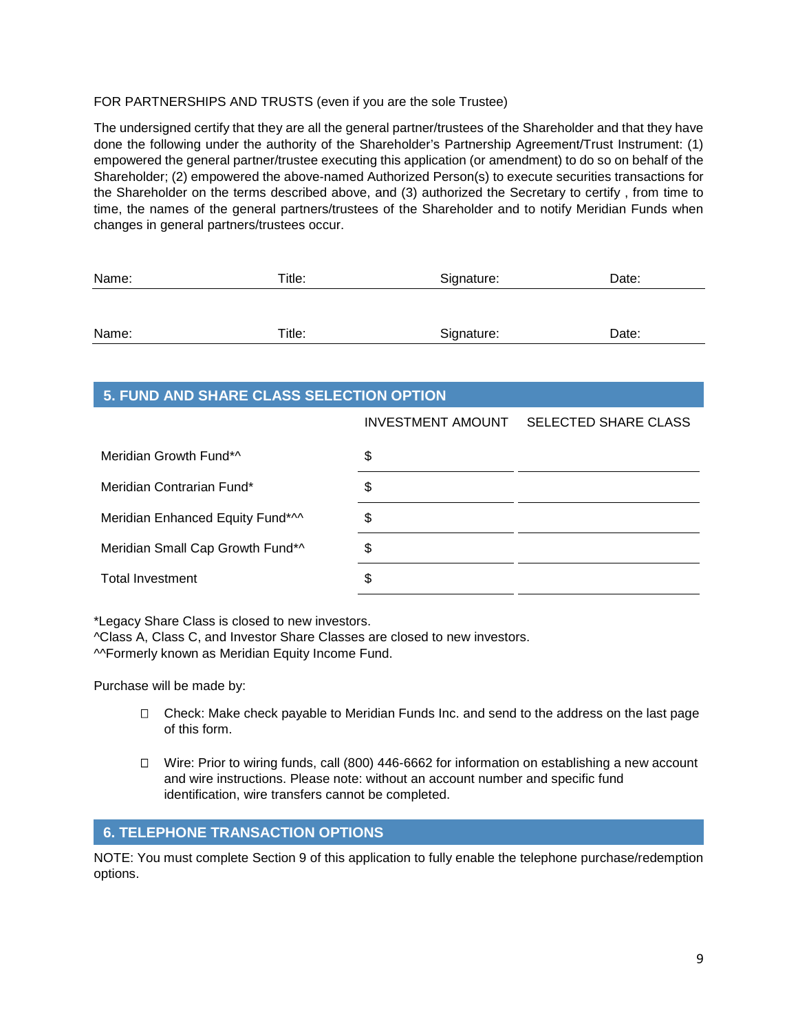FOR PARTNERSHIPS AND TRUSTS (even if you are the sole Trustee)

The undersigned certify that they are all the general partner/trustees of the Shareholder and that they have done the following under the authority of the Shareholder's Partnership Agreement/Trust Instrument: (1) empowered the general partner/trustee executing this application (or amendment) to do so on behalf of the Shareholder; (2) empowered the above-named Authorized Person(s) to execute securities transactions for the Shareholder on the terms described above, and (3) authorized the Secretary to certify , from time to time, the names of the general partners/trustees of the Shareholder and to notify Meridian Funds when changes in general partners/trustees occur.

| Name: | Title: | Signature: | Date: |
|---|---|---|---|
| Name: | Title: | Signature: | Date: |

## 5. FUND AND SHARE CLASS SELECTION OPTION

| | INVESTMENT AMOUNT | SELECTED SHARE CLASS |
|---|---|---|
| Meridian Growth Fund*^ | $ | |
| Meridian Contrarian Fund* | $ | |
| Meridian Enhanced Equity Fund*^^ | $ | |
| Meridian Small Cap Growth Fund*^ | $ | |
| Total Investment | $ | |

*Legacy Share Class is closed to new investors.
^Class A, Class C, and Investor Share Classes are closed to new investors.
^^Formerly known as Meridian Equity Income Fund.

Purchase will be made by:

- ☐ Check: Make check payable to Meridian Funds Inc. and send to the address on the last page of this form.
- ☐ Wire: Prior to wiring funds, call (800) 446-6662 for information on establishing a new account and wire instructions. Please note: without an account number and specific fund identification, wire transfers cannot be completed.

## 6. TELEPHONE TRANSACTION OPTIONS

NOTE: You must complete Section 9 of this application to fully enable the telephone purchase/redemption options.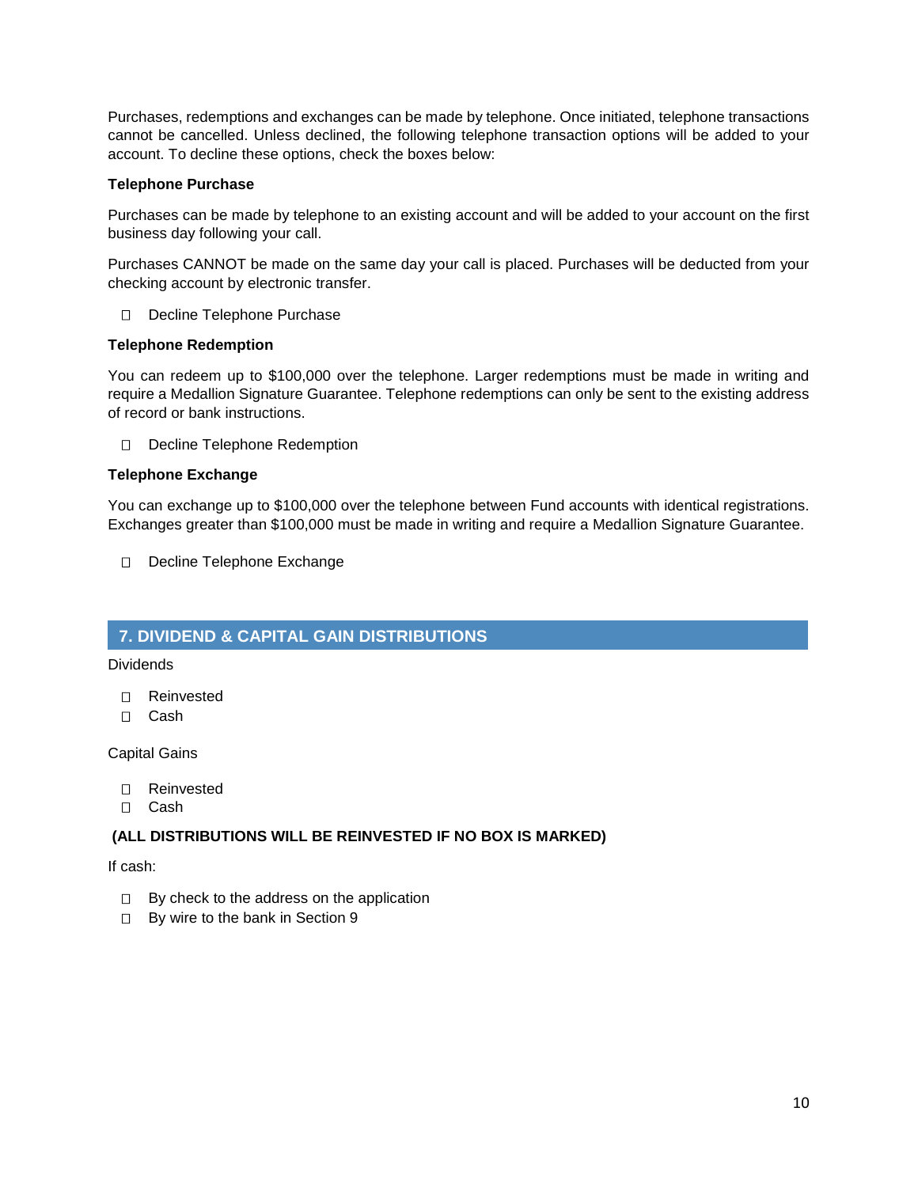Purchases, redemptions and exchanges can be made by telephone. Once initiated, telephone transactions cannot be cancelled. Unless declined, the following telephone transaction options will be added to your account. To decline these options, check the boxes below:

**Telephone Purchase**

Purchases can be made by telephone to an existing account and will be added to your account on the first business day following your call.

Purchases CANNOT be made on the same day your call is placed. Purchases will be deducted from your checking account by electronic transfer.

- ☐ Decline Telephone Purchase

**Telephone Redemption**

You can redeem up to $100,000 over the telephone. Larger redemptions must be made in writing and require a Medallion Signature Guarantee. Telephone redemptions can only be sent to the existing address of record or bank instructions.

- ☐ Decline Telephone Redemption

**Telephone Exchange**

You can exchange up to $100,000 over the telephone between Fund accounts with identical registrations. Exchanges greater than $100,000 must be made in writing and require a Medallion Signature Guarantee.

- ☐ Decline Telephone Exchange

## 7. DIVIDEND & CAPITAL GAIN DISTRIBUTIONS

Dividends

- ☐ Reinvested
- ☐ Cash

Capital Gains

- ☐ Reinvested
- ☐ Cash

**(ALL DISTRIBUTIONS WILL BE REINVESTED IF NO BOX IS MARKED)**

If cash:

- ☐ By check to the address on the application
- ☐ By wire to the bank in Section 9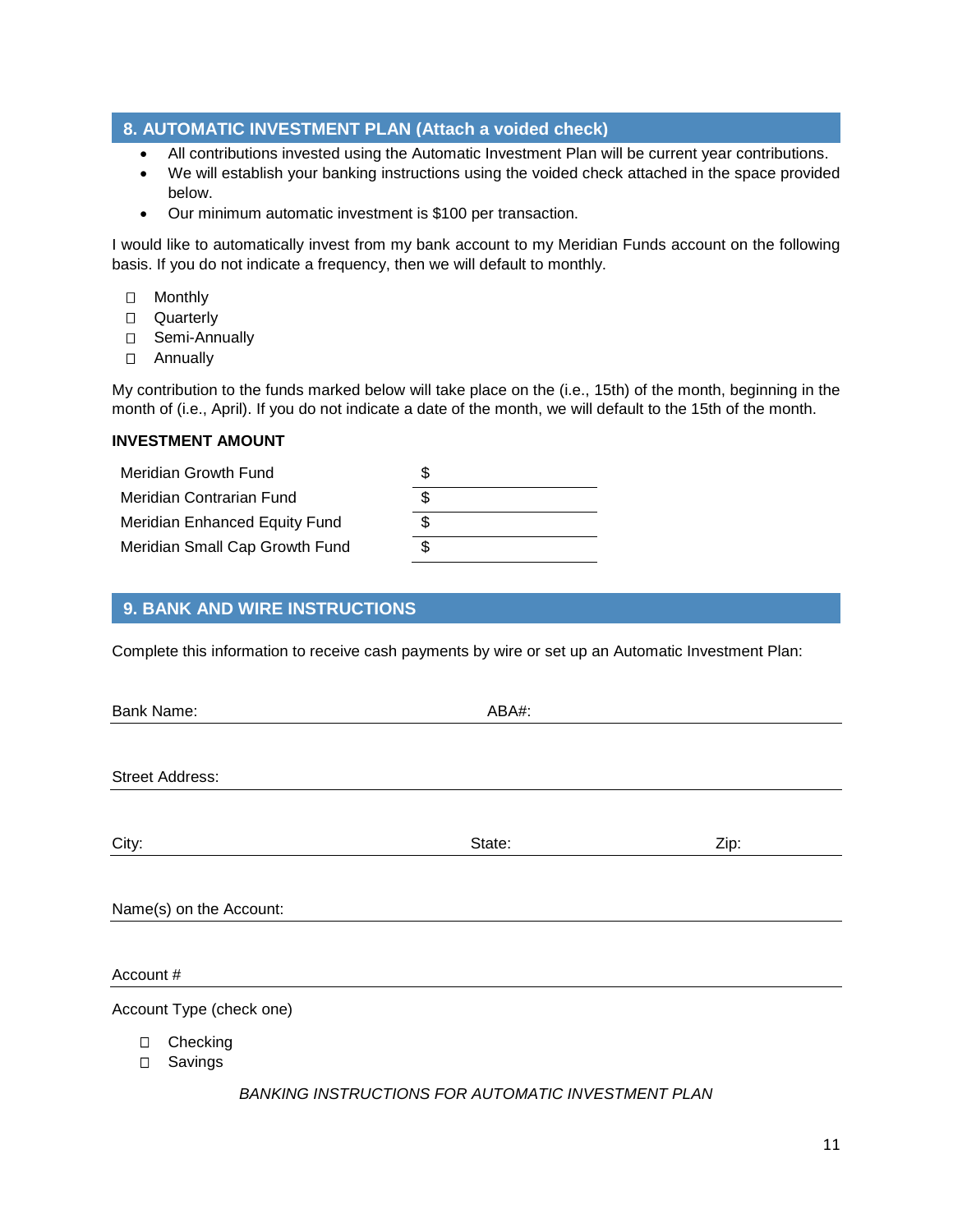## 8. AUTOMATIC INVESTMENT PLAN (Attach a voided check)

- All contributions invested using the Automatic Investment Plan will be current year contributions.
- We will establish your banking instructions using the voided check attached in the space provided below.
- Our minimum automatic investment is $100 per transaction.

I would like to automatically invest from my bank account to my Meridian Funds account on the following basis. If you do not indicate a frequency, then we will default to monthly.

- ☐ Monthly
- ☐ Quarterly
- ☐ Semi-Annually
- ☐ Annually

My contribution to the funds marked below will take place on the (i.e., 15th) of the month, beginning in the month of (i.e., April). If you do not indicate a date of the month, we will default to the 15th of the month.

**INVESTMENT AMOUNT**

| | |
|---|---|
| Meridian Growth Fund | $ |
| Meridian Contrarian Fund | $ |
| Meridian Enhanced Equity Fund | $ |
| Meridian Small Cap Growth Fund | $ |

## 9. BANK AND WIRE INSTRUCTIONS

Complete this information to receive cash payments by wire or set up an Automatic Investment Plan:

Bank Name: ______________________ ABA#: ______________________

Street Address: ______________________

City: ______________________ State: ______________________ Zip: ______________________

Name(s) on the Account: ______________________

Account # ______________________

Account Type (check one)

- ☐ Checking
- ☐ Savings

*BANKING INSTRUCTIONS FOR AUTOMATIC INVESTMENT PLAN*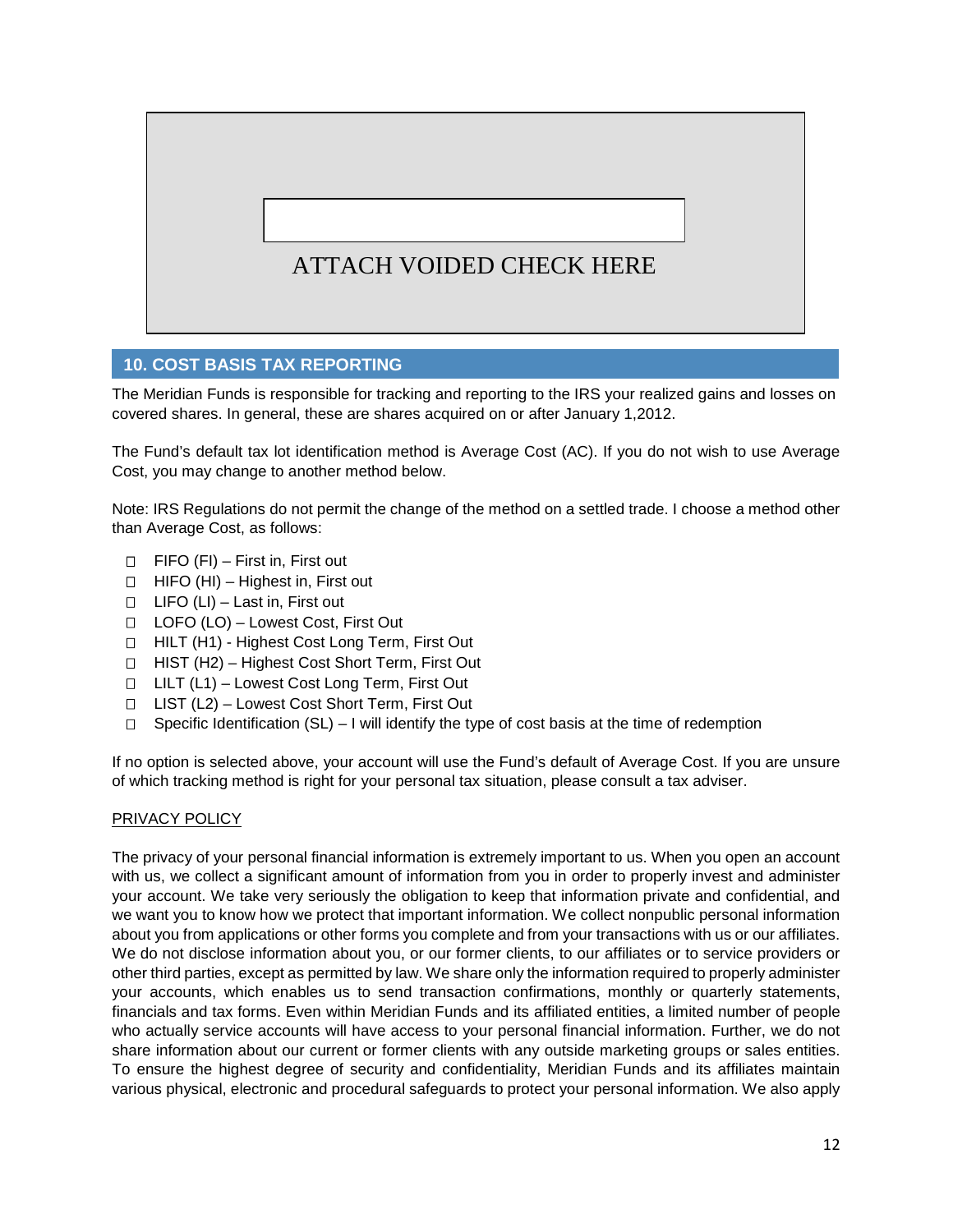ATTACH VOIDED CHECK HERE

## 10. COST BASIS TAX REPORTING

The Meridian Funds is responsible for tracking and reporting to the IRS your realized gains and losses on covered shares. In general, these are shares acquired on or after January 1,2012.

The Fund's default tax lot identification method is Average Cost (AC). If you do not wish to use Average Cost, you may change to another method below.

Note: IRS Regulations do not permit the change of the method on a settled trade. I choose a method other than Average Cost, as follows:

- ☐ FIFO (FI) – First in, First out
- ☐ HIFO (HI) – Highest in, First out
- ☐ LIFO (LI) – Last in, First out
- ☐ LOFO (LO) – Lowest Cost, First Out
- ☐ HILT (H1) - Highest Cost Long Term, First Out
- ☐ HIST (H2) – Highest Cost Short Term, First Out
- ☐ LILT (L1) – Lowest Cost Long Term, First Out
- ☐ LIST (L2) – Lowest Cost Short Term, First Out
- ☐ Specific Identification (SL) – I will identify the type of cost basis at the time of redemption

If no option is selected above, your account will use the Fund's default of Average Cost. If you are unsure of which tracking method is right for your personal tax situation, please consult a tax adviser.

PRIVACY POLICY

The privacy of your personal financial information is extremely important to us. When you open an account with us, we collect a significant amount of information from you in order to properly invest and administer your account. We take very seriously the obligation to keep that information private and confidential, and we want you to know how we protect that important information. We collect nonpublic personal information about you from applications or other forms you complete and from your transactions with us or our affiliates. We do not disclose information about you, or our former clients, to our affiliates or to service providers or other third parties, except as permitted by law. We share only the information required to properly administer your accounts, which enables us to send transaction confirmations, monthly or quarterly statements, financials and tax forms. Even within Meridian Funds and its affiliated entities, a limited number of people who actually service accounts will have access to your personal financial information. Further, we do not share information about our current or former clients with any outside marketing groups or sales entities. To ensure the highest degree of security and confidentiality, Meridian Funds and its affiliates maintain various physical, electronic and procedural safeguards to protect your personal information. We also apply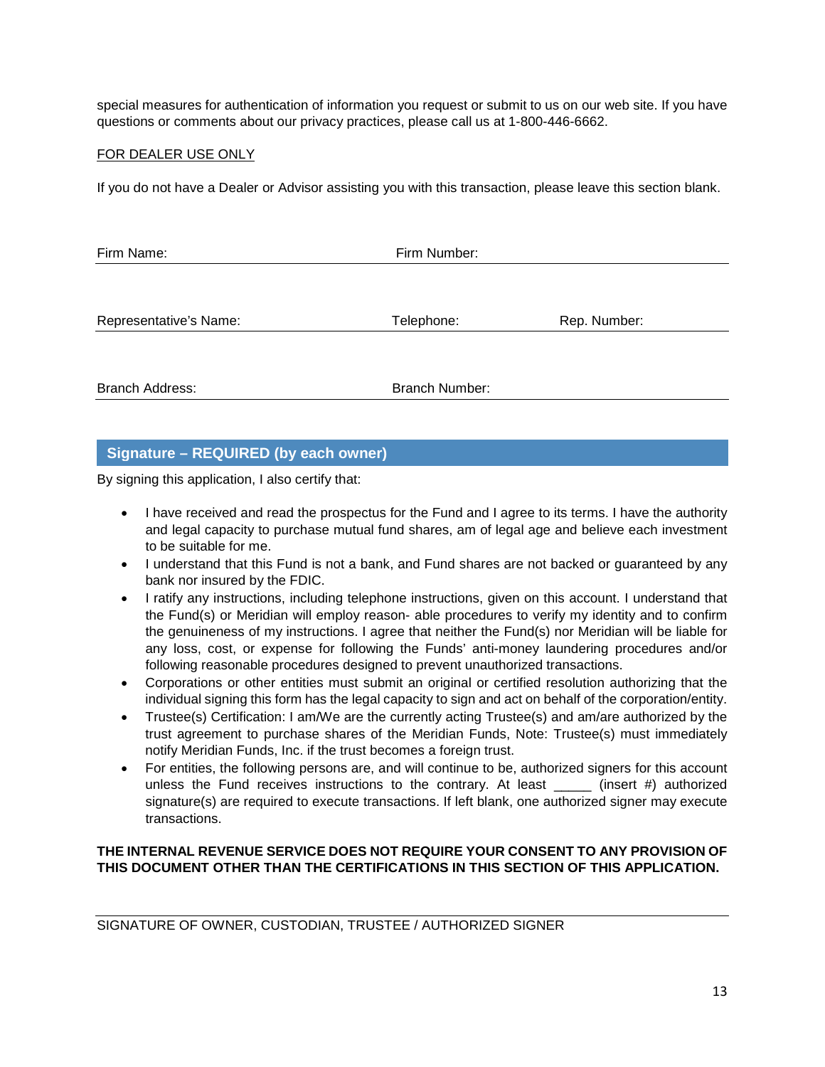special measures for authentication of information you request or submit to us on our web site. If you have questions or comments about our privacy practices, please call us at 1-800-446-6662.

<u>FOR DEALER USE ONLY</u>

If you do not have a Dealer or Advisor assisting you with this transaction, please leave this section blank.

Firm Name: ________________________ Firm Number: ________________________

Representative's Name: ________________________ Telephone: ________________ Rep. Number: ________________

Branch Address: ________________________ Branch Number: ________________________

## Signature – REQUIRED (by each owner)

By signing this application, I also certify that:

- I have received and read the prospectus for the Fund and I agree to its terms. I have the authority and legal capacity to purchase mutual fund shares, am of legal age and believe each investment to be suitable for me.
- I understand that this Fund is not a bank, and Fund shares are not backed or guaranteed by any bank nor insured by the FDIC.
- I ratify any instructions, including telephone instructions, given on this account. I understand that the Fund(s) or Meridian will employ reason- able procedures to verify my identity and to confirm the genuineness of my instructions. I agree that neither the Fund(s) nor Meridian will be liable for any loss, cost, or expense for following the Funds' anti-money laundering procedures and/or following reasonable procedures designed to prevent unauthorized transactions.
- Corporations or other entities must submit an original or certified resolution authorizing that the individual signing this form has the legal capacity to sign and act on behalf of the corporation/entity.
- Trustee(s) Certification: I am/We are the currently acting Trustee(s) and am/are authorized by the trust agreement to purchase shares of the Meridian Funds, Note: Trustee(s) must immediately notify Meridian Funds, Inc. if the trust becomes a foreign trust.
- For entities, the following persons are, and will continue to be, authorized signers for this account unless the Fund receives instructions to the contrary. At least _____ (insert #) authorized signature(s) are required to execute transactions. If left blank, one authorized signer may execute transactions.

**THE INTERNAL REVENUE SERVICE DOES NOT REQUIRE YOUR CONSENT TO ANY PROVISION OF THIS DOCUMENT OTHER THAN THE CERTIFICATIONS IN THIS SECTION OF THIS APPLICATION.**

________________________________________________

SIGNATURE OF OWNER, CUSTODIAN, TRUSTEE / AUTHORIZED SIGNER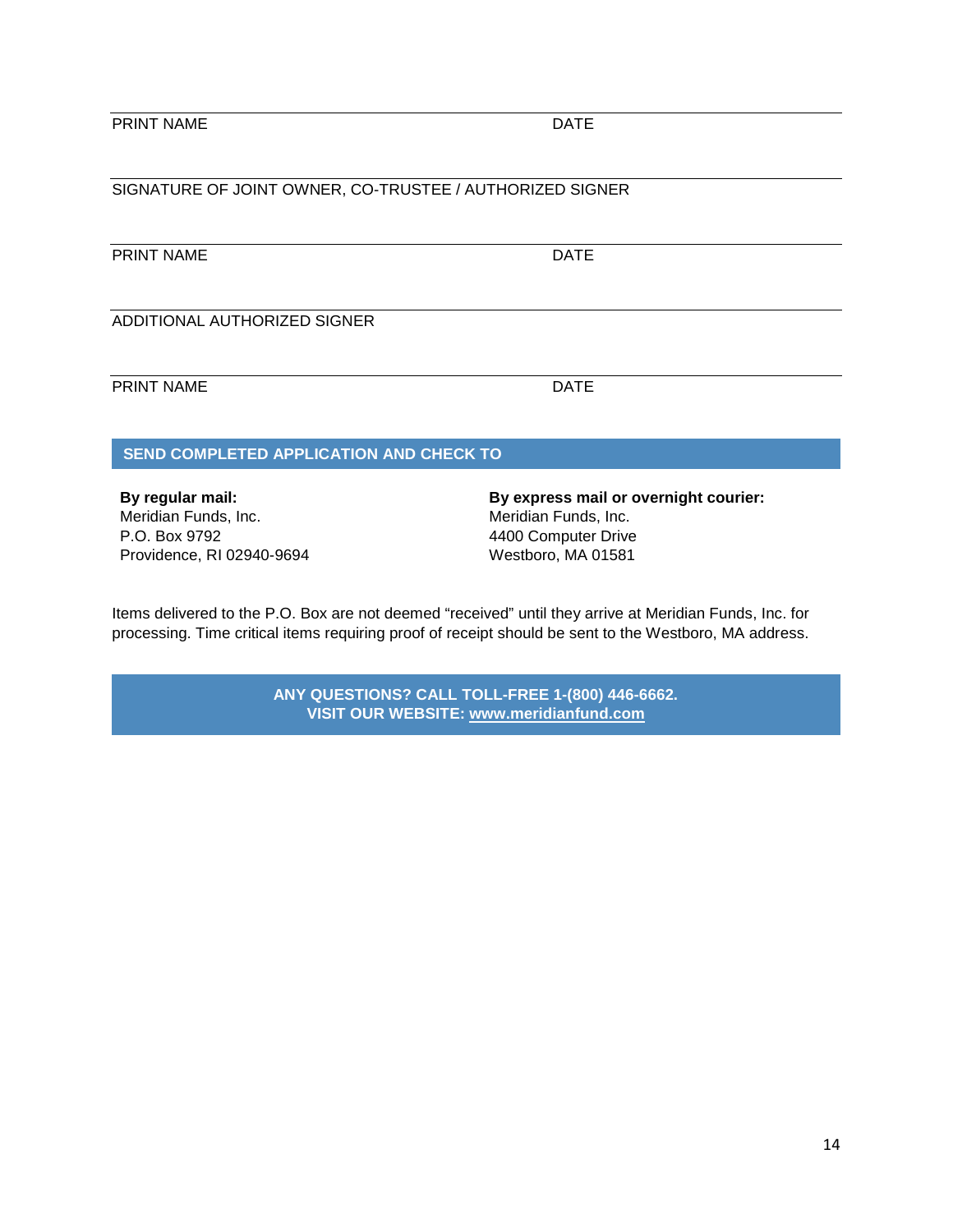PRINT NAME DATE

SIGNATURE OF JOINT OWNER, CO-TRUSTEE / AUTHORIZED SIGNER

PRINT NAME DATE

ADDITIONAL AUTHORIZED SIGNER

PRINT NAME DATE

## SEND COMPLETED APPLICATION AND CHECK TO

**By regular mail:**
Meridian Funds, Inc.
P.O. Box 9792
Providence, RI 02940-9694

**By express mail or overnight courier:**
Meridian Funds, Inc.
4400 Computer Drive
Westboro, MA 01581

Items delivered to the P.O. Box are not deemed “received” until they arrive at Meridian Funds, Inc. for processing. Time critical items requiring proof of receipt should be sent to the Westboro, MA address.

**ANY QUESTIONS? CALL TOLL-FREE 1-(800) 446-6662.**
**VISIT OUR WEBSITE: www.meridianfund.com**